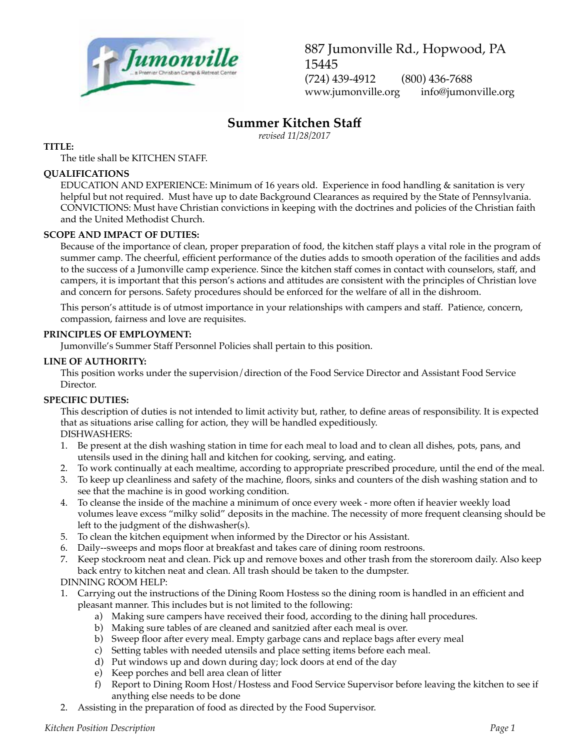887 Jumonville Rd., Hopwood, PA 15445
(724) 439-4912 (800) 436-7688
www.jumonville.org info@jumonville.org

# Summer Kitchen Staff

*revised 11/28/2017*

**TITLE:**

The title shall be KITCHEN STAFF.

**QUALIFICATIONS**

EDUCATION AND EXPERIENCE: Minimum of 16 years old. Experience in food handling & sanitation is very helpful but not required. Must have up to date Background Clearances as required by the State of Pennsylvania.
CONVICTIONS: Must have Christian convictions in keeping with the doctrines and policies of the Christian faith and the United Methodist Church.

**SCOPE AND IMPACT OF DUTIES:**

Because of the importance of clean, proper preparation of food, the kitchen staff plays a vital role in the program of summer camp. The cheerful, efficient performance of the duties adds to smooth operation of the facilities and adds to the success of a Jumonville camp experience. Since the kitchen staff comes in contact with counselors, staff, and campers, it is important that this person's actions and attitudes are consistent with the principles of Christian love and concern for persons. Safety procedures should be enforced for the welfare of all in the dishroom.

This person's attitude is of utmost importance in your relationships with campers and staff. Patience, concern, compassion, fairness and love are requisites.

**PRINCIPLES OF EMPLOYMENT:**

Jumonville's Summer Staff Personnel Policies shall pertain to this position.

**LINE OF AUTHORITY:**

This position works under the supervision/direction of the Food Service Director and Assistant Food Service Director.

**SPECIFIC DUTIES:**

This description of duties is not intended to limit activity but, rather, to define areas of responsibility. It is expected that as situations arise calling for action, they will be handled expeditiously.

DISHWASHERS:

1. Be present at the dish washing station in time for each meal to load and to clean all dishes, pots, pans, and utensils used in the dining hall and kitchen for cooking, serving, and eating.
2. To work continually at each mealtime, according to appropriate prescribed procedure, until the end of the meal.
3. To keep up cleanliness and safety of the machine, floors, sinks and counters of the dish washing station and to see that the machine is in good working condition.
4. To cleanse the inside of the machine a minimum of once every week - more often if heavier weekly load volumes leave excess "milky solid" deposits in the machine. The necessity of more frequent cleansing should be left to the judgment of the dishwasher(s).
5. To clean the kitchen equipment when informed by the Director or his Assistant.
6. Daily--sweeps and mops floor at breakfast and takes care of dining room restrooms.
7. Keep stockroom neat and clean. Pick up and remove boxes and other trash from the storeroom daily. Also keep back entry to kitchen neat and clean. All trash should be taken to the dumpster.

DINNING ROOM HELP:

1. Carrying out the instructions of the Dining Room Hostess so the dining room is handled in an efficient and pleasant manner. This includes but is not limited to the following:
   - a) Making sure campers have received their food, according to the dining hall procedures.
   - b) Making sure tables of are cleaned and sanitzied after each meal is over.
   - b) Sweep floor after every meal. Empty garbage cans and replace bags after every meal
   - c) Setting tables with needed utensils and place setting items before each meal.
   - d) Put windows up and down during day; lock doors at end of the day
   - e) Keep porches and bell area clean of litter
   - f) Report to Dining Room Host/Hostess and Food Service Supervisor before leaving the kitchen to see if anything else needs to be done
2. Assisting in the preparation of food as directed by the Food Supervisor.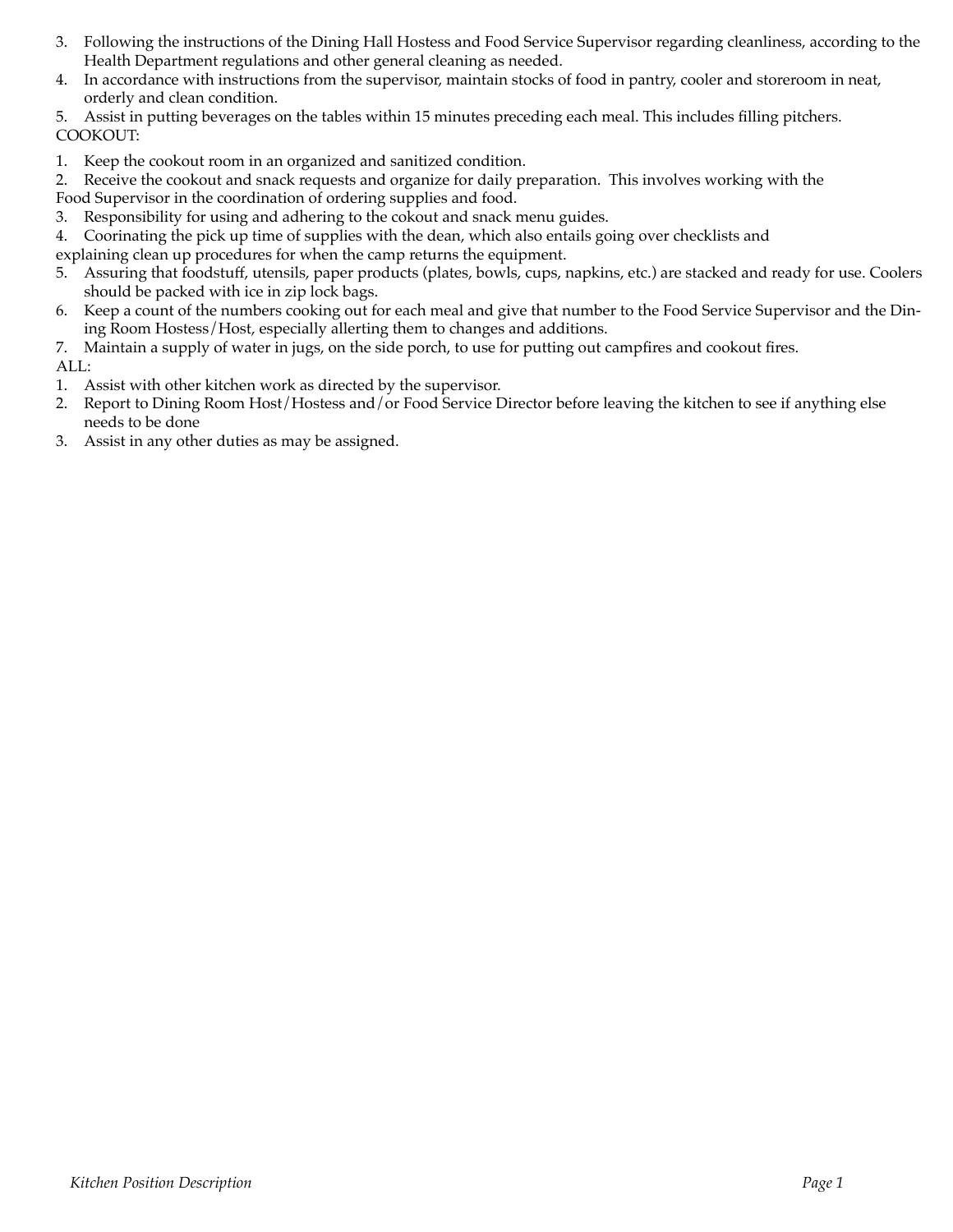3. Following the instructions of the Dining Hall Hostess and Food Service Supervisor regarding cleanliness, according to the Health Department regulations and other general cleaning as needed.
4. In accordance with instructions from the supervisor, maintain stocks of food in pantry, cooler and storeroom in neat, orderly and clean condition.
5. Assist in putting beverages on the tables within 15 minutes preceding each meal. This includes filling pitchers.

COOKOUT:

1. Keep the cookout room in an organized and sanitized condition.
2. Receive the cookout and snack requests and organize for daily preparation. This involves working with the Food Supervisor in the coordination of ordering supplies and food.
3. Responsibility for using and adhering to the cokout and snack menu guides.
4. Coorinating the pick up time of supplies with the dean, which also entails going over checklists and explaining clean up procedures for when the camp returns the equipment.
5. Assuring that foodstuff, utensils, paper products (plates, bowls, cups, napkins, etc.) are stacked and ready for use. Coolers should be packed with ice in zip lock bags.
6. Keep a count of the numbers cooking out for each meal and give that number to the Food Service Supervisor and the Dining Room Hostess/Host, especially allerting them to changes and additions.
7. Maintain a supply of water in jugs, on the side porch, to use for putting out campfires and cookout fires.

ALL:

1. Assist with other kitchen work as directed by the supervisor.
2. Report to Dining Room Host/Hostess and/or Food Service Director before leaving the kitchen to see if anything else needs to be done
3. Assist in any other duties as may be assigned.